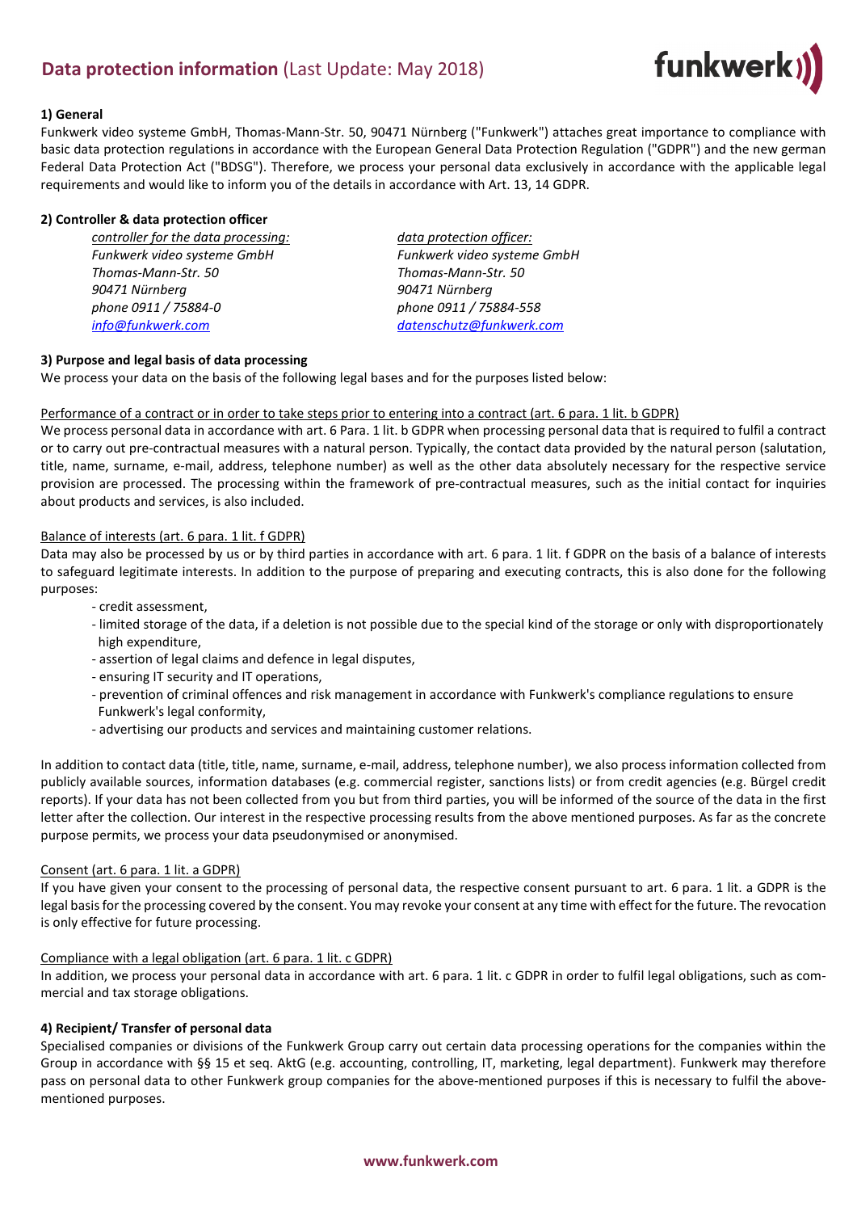# **Data protection information** (Last Update: May 2018)

## 1) General

Funkwerk video systeme GmbH, Thomas-Mann-Str. 50, 90471 Nürnberg ("Funkwerk") attaches great importance to compliance with basic data protection regulations in accordance with the European General Data Protection Regulation ("GDPR") and the new german Federal Data Protection Act ("BDSG"). Therefore, we process your personal data exclusively in accordance with the applicable legal requirements and would like to inform you of the details in accordance with Art. 13, 14 GDPR.

## 2) Controller & data protection officer

*controller for the data processing:*
*Funkwerk video systeme GmbH*
*Thomas-Mann-Str. 50*
*90471 Nürnberg*
*phone 0911 / 75884-0*
*info@funkwerk.com*

*data protection officer:*
*Funkwerk video systeme GmbH*
*Thomas-Mann-Str. 50*
*90471 Nürnberg*
*phone 0911 / 75884-558*
*datenschutz@funkwerk.com*

## 3) Purpose and legal basis of data processing

We process your data on the basis of the following legal bases and for the purposes listed below:

Performance of a contract or in order to take steps prior to entering into a contract (art. 6 para. 1 lit. b GDPR)

We process personal data in accordance with art. 6 Para. 1 lit. b GDPR when processing personal data that is required to fulfil a contract or to carry out pre-contractual measures with a natural person. Typically, the contact data provided by the natural person (salutation, title, name, surname, e-mail, address, telephone number) as well as the other data absolutely necessary for the respective service provision are processed. The processing within the framework of pre-contractual measures, such as the initial contact for inquiries about products and services, is also included.

Balance of interests (art. 6 para. 1 lit. f GDPR)

Data may also be processed by us or by third parties in accordance with art. 6 para. 1 lit. f GDPR on the basis of a balance of interests to safeguard legitimate interests. In addition to the purpose of preparing and executing contracts, this is also done for the following purposes:

- credit assessment,
- limited storage of the data, if a deletion is not possible due to the special kind of the storage or only with disproportionately high expenditure,
- assertion of legal claims and defence in legal disputes,
- ensuring IT security and IT operations,
- prevention of criminal offences and risk management in accordance with Funkwerk's compliance regulations to ensure Funkwerk's legal conformity,
- advertising our products and services and maintaining customer relations.

In addition to contact data (title, title, name, surname, e-mail, address, telephone number), we also process information collected from publicly available sources, information databases (e.g. commercial register, sanctions lists) or from credit agencies (e.g. Bürgel credit reports). If your data has not been collected from you but from third parties, you will be informed of the source of the data in the first letter after the collection. Our interest in the respective processing results from the above mentioned purposes. As far as the concrete purpose permits, we process your data pseudonymised or anonymised.

Consent (art. 6 para. 1 lit. a GDPR)

If you have given your consent to the processing of personal data, the respective consent pursuant to art. 6 para. 1 lit. a GDPR is the legal basis for the processing covered by the consent. You may revoke your consent at any time with effect for the future. The revocation is only effective for future processing.

Compliance with a legal obligation (art. 6 para. 1 lit. c GDPR)

In addition, we process your personal data in accordance with art. 6 para. 1 lit. c GDPR in order to fulfil legal obligations, such as commercial and tax storage obligations.

## 4) Recipient/ Transfer of personal data

Specialised companies or divisions of the Funkwerk Group carry out certain data processing operations for the companies within the Group in accordance with §§ 15 et seq. AktG (e.g. accounting, controlling, IT, marketing, legal department). Funkwerk may therefore pass on personal data to other Funkwerk group companies for the above-mentioned purposes if this is necessary to fulfil the above-mentioned purposes.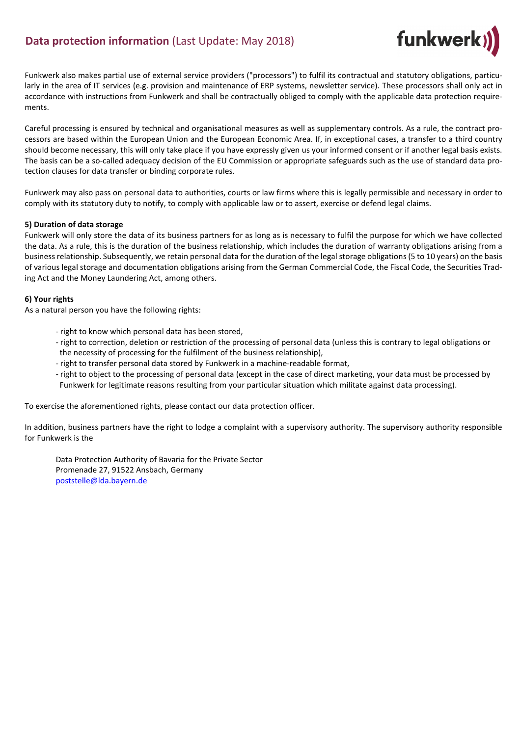Funkwerk also makes partial use of external service providers ("processors") to fulfil its contractual and statutory obligations, particularly in the area of IT services (e.g. provision and maintenance of ERP systems, newsletter service). These processors shall only act in accordance with instructions from Funkwerk and shall be contractually obliged to comply with the applicable data protection requirements.

Careful processing is ensured by technical and organisational measures as well as supplementary controls. As a rule, the contract processors are based within the European Union and the European Economic Area. If, in exceptional cases, a transfer to a third country should become necessary, this will only take place if you have expressly given us your informed consent or if another legal basis exists. The basis can be a so-called adequacy decision of the EU Commission or appropriate safeguards such as the use of standard data protection clauses for data transfer or binding corporate rules.

Funkwerk may also pass on personal data to authorities, courts or law firms where this is legally permissible and necessary in order to comply with its statutory duty to notify, to comply with applicable law or to assert, exercise or defend legal claims.

**5) Duration of data storage**

Funkwerk will only store the data of its business partners for as long as is necessary to fulfil the purpose for which we have collected the data. As a rule, this is the duration of the business relationship, which includes the duration of warranty obligations arising from a business relationship. Subsequently, we retain personal data for the duration of the legal storage obligations (5 to 10 years) on the basis of various legal storage and documentation obligations arising from the German Commercial Code, the Fiscal Code, the Securities Trading Act and the Money Laundering Act, among others.

**6) Your rights**

As a natural person you have the following rights:

- right to know which personal data has been stored,
- right to correction, deletion or restriction of the processing of personal data (unless this is contrary to legal obligations or the necessity of processing for the fulfilment of the business relationship),
- right to transfer personal data stored by Funkwerk in a machine-readable format,
- right to object to the processing of personal data (except in the case of direct marketing, your data must be processed by Funkwerk for legitimate reasons resulting from your particular situation which militate against data processing).

To exercise the aforementioned rights, please contact our data protection officer.

In addition, business partners have the right to lodge a complaint with a supervisory authority. The supervisory authority responsible for Funkwerk is the

Data Protection Authority of Bavaria for the Private Sector
Promenade 27, 91522 Ansbach, Germany
poststelle@lda.bayern.de